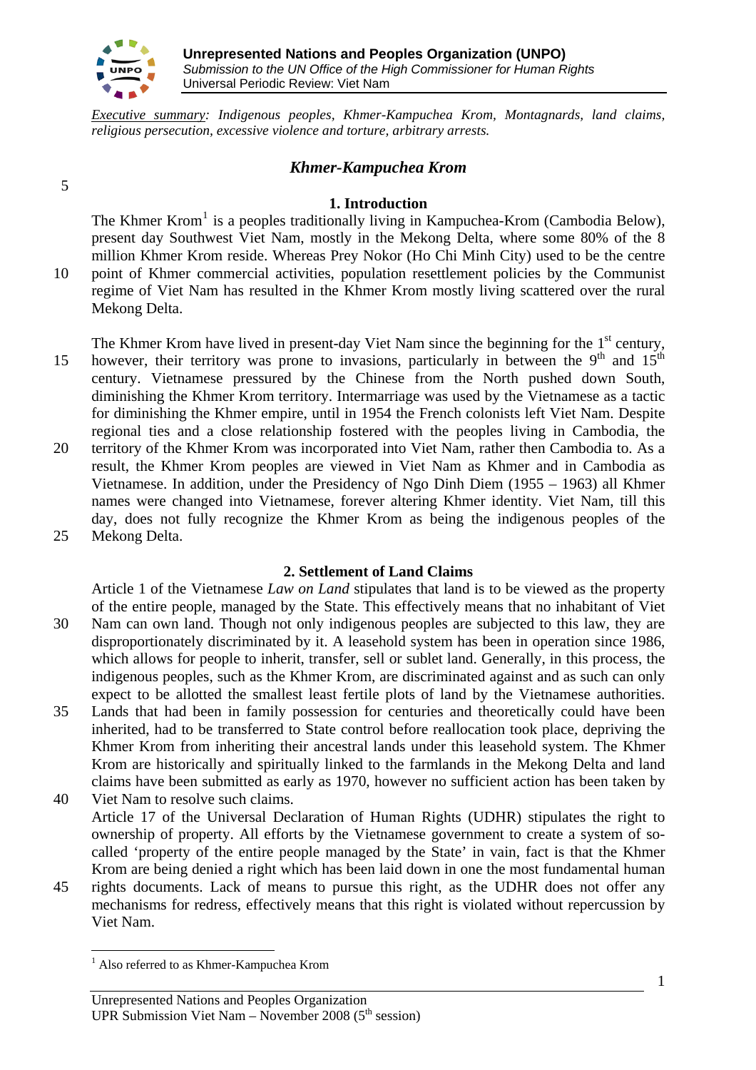Executive summary: *Indigenous peoples, Khmer-Kampuchea Krom, Montagnards, land claims, religious persecution, excessive violence and torture, arbitrary arrests.*

## *Khmer-Kampuchea Krom*

### 1. Introduction

The Khmer Krom[1] is a peoples traditionally living in Kampuchea-Krom (Cambodia Below), present day Southwest Viet Nam, mostly in the Mekong Delta, where some 80% of the 8 million Khmer Krom reside. Whereas Prey Nokor (Ho Chi Minh City) used to be the centre point of Khmer commercial activities, population resettlement policies by the Communist regime of Viet Nam has resulted in the Khmer Krom mostly living scattered over the rural Mekong Delta.

The Khmer Krom have lived in present-day Viet Nam since the beginning for the 1st century, however, their territory was prone to invasions, particularly in between the 9th and 15th century. Vietnamese pressured by the Chinese from the North pushed down South, diminishing the Khmer Krom territory. Intermarriage was used by the Vietnamese as a tactic for diminishing the Khmer empire, until in 1954 the French colonists left Viet Nam. Despite regional ties and a close relationship fostered with the peoples living in Cambodia, the territory of the Khmer Krom was incorporated into Viet Nam, rather then Cambodia to. As a result, the Khmer Krom peoples are viewed in Viet Nam as Khmer and in Cambodia as Vietnamese. In addition, under the Presidency of Ngo Dinh Diem (1955 – 1963) all Khmer names were changed into Vietnamese, forever altering Khmer identity. Viet Nam, till this day, does not fully recognize the Khmer Krom as being the indigenous peoples of the Mekong Delta.

### 2. Settlement of Land Claims

Article 1 of the Vietnamese *Law on Land* stipulates that land is to be viewed as the property of the entire people, managed by the State. This effectively means that no inhabitant of Viet Nam can own land. Though not only indigenous peoples are subjected to this law, they are disproportionately discriminated by it. A leasehold system has been in operation since 1986, which allows for people to inherit, transfer, sell or sublet land. Generally, in this process, the indigenous peoples, such as the Khmer Krom, are discriminated against and as such can only expect to be allotted the smallest least fertile plots of land by the Vietnamese authorities. Lands that had been in family possession for centuries and theoretically could have been inherited, had to be transferred to State control before reallocation took place, depriving the Khmer Krom from inheriting their ancestral lands under this leasehold system. The Khmer Krom are historically and spiritually linked to the farmlands in the Mekong Delta and land claims have been submitted as early as 1970, however no sufficient action has been taken by Viet Nam to resolve such claims.

Article 17 of the Universal Declaration of Human Rights (UDHR) stipulates the right to ownership of property. All efforts by the Vietnamese government to create a system of so-called 'property of the entire people managed by the State' in vain, fact is that the Khmer Krom are being denied a right which has been laid down in one the most fundamental human rights documents. Lack of means to pursue this right, as the UDHR does not offer any mechanisms for redress, effectively means that this right is violated without repercussion by Viet Nam.

[1] Also referred to as Khmer-Kampuchea Krom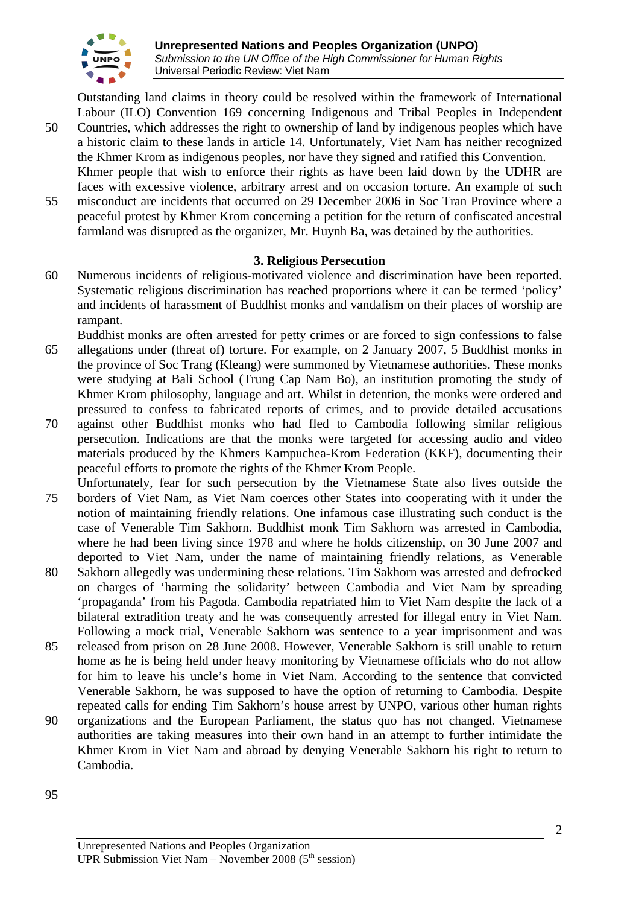Outstanding land claims in theory could be resolved within the framework of International Labour (ILO) Convention 169 concerning Indigenous and Tribal Peoples in Independent Countries, which addresses the right to ownership of land by indigenous peoples which have a historic claim to these lands in article 14. Unfortunately, Viet Nam has neither recognized the Khmer Krom as indigenous peoples, nor have they signed and ratified this Convention.
Khmer people that wish to enforce their rights as have been laid down by the UDHR are faces with excessive violence, arbitrary arrest and on occasion torture. An example of such misconduct are incidents that occurred on 29 December 2006 in Soc Tran Province where a peaceful protest by Khmer Krom concerning a petition for the return of confiscated ancestral farmland was disrupted as the organizer, Mr. Huynh Ba, was detained by the authorities.

### 3. Religious Persecution

Numerous incidents of religious-motivated violence and discrimination have been reported. Systematic religious discrimination has reached proportions where it can be termed 'policy' and incidents of harassment of Buddhist monks and vandalism on their places of worship are rampant.
Buddhist monks are often arrested for petty crimes or are forced to sign confessions to false allegations under (threat of) torture. For example, on 2 January 2007, 5 Buddhist monks in the province of Soc Trang (Kleang) were summoned by Vietnamese authorities. These monks were studying at Bali School (Trung Cap Nam Bo), an institution promoting the study of Khmer Krom philosophy, language and art. Whilst in detention, the monks were ordered and pressured to confess to fabricated reports of crimes, and to provide detailed accusations against other Buddhist monks who had fled to Cambodia following similar religious persecution. Indications are that the monks were targeted for accessing audio and video materials produced by the Khmers Kampuchea-Krom Federation (KKF), documenting their peaceful efforts to promote the rights of the Khmer Krom People.
Unfortunately, fear for such persecution by the Vietnamese State also lives outside the borders of Viet Nam, as Viet Nam coerces other States into cooperating with it under the notion of maintaining friendly relations. One infamous case illustrating such conduct is the case of Venerable Tim Sakhorn. Buddhist monk Tim Sakhorn was arrested in Cambodia, where he had been living since 1978 and where he holds citizenship, on 30 June 2007 and deported to Viet Nam, under the name of maintaining friendly relations, as Venerable Sakhorn allegedly was undermining these relations. Tim Sakhorn was arrested and defrocked on charges of 'harming the solidarity' between Cambodia and Viet Nam by spreading 'propaganda' from his Pagoda. Cambodia repatriated him to Viet Nam despite the lack of a bilateral extradition treaty and he was consequently arrested for illegal entry in Viet Nam. Following a mock trial, Venerable Sakhorn was sentence to a year imprisonment and was released from prison on 28 June 2008. However, Venerable Sakhorn is still unable to return home as he is being held under heavy monitoring by Vietnamese officials who do not allow for him to leave his uncle's home in Viet Nam. According to the sentence that convicted Venerable Sakhorn, he was supposed to have the option of returning to Cambodia. Despite repeated calls for ending Tim Sakhorn's house arrest by UNPO, various other human rights organizations and the European Parliament, the status quo has not changed. Vietnamese authorities are taking measures into their own hand in an attempt to further intimidate the Khmer Krom in Viet Nam and abroad by denying Venerable Sakhorn his right to return to Cambodia.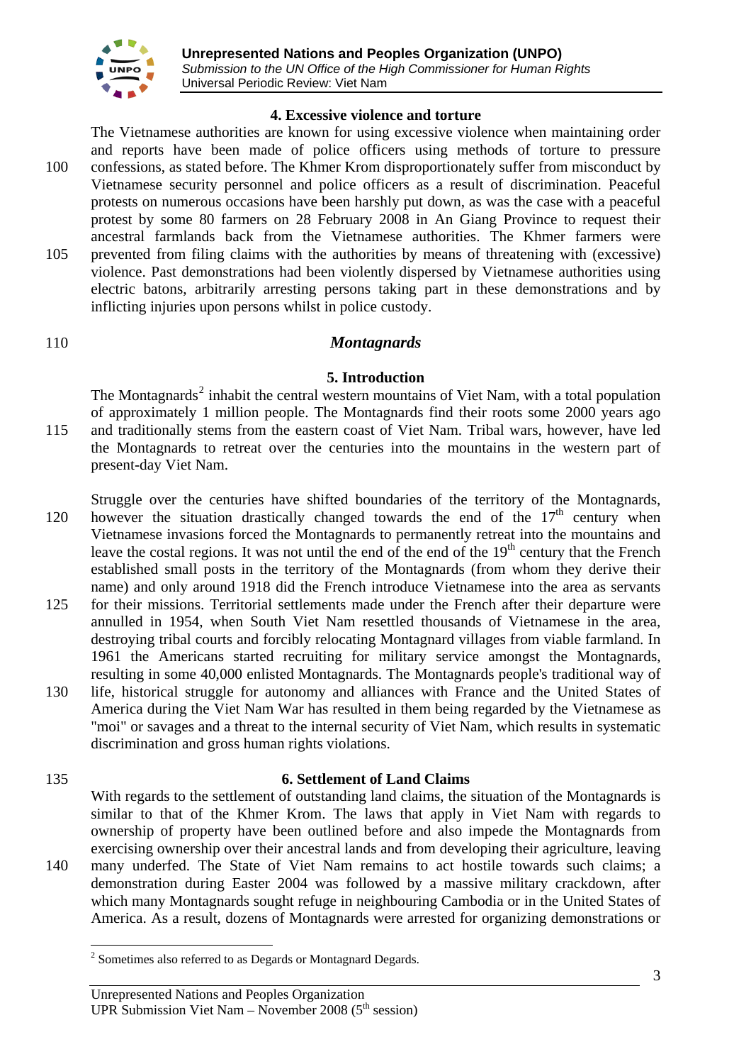### 4. Excessive violence and torture

The Vietnamese authorities are known for using excessive violence when maintaining order and reports have been made of police officers using methods of torture to pressure confessions, as stated before. The Khmer Krom disproportionately suffer from misconduct by Vietnamese security personnel and police officers as a result of discrimination. Peaceful protests on numerous occasions have been harshly put down, as was the case with a peaceful protest by some 80 farmers on 28 February 2008 in An Giang Province to request their ancestral farmlands back from the Vietnamese authorities. The Khmer farmers were prevented from filing claims with the authorities by means of threatening with (excessive) violence. Past demonstrations had been violently dispersed by Vietnamese authorities using electric batons, arbitrarily arresting persons taking part in these demonstrations and by inflicting injuries upon persons whilst in police custody.

## *Montagnards*

### 5. Introduction

The Montagnards[2] inhabit the central western mountains of Viet Nam, with a total population of approximately 1 million people. The Montagnards find their roots some 2000 years ago and traditionally stems from the eastern coast of Viet Nam. Tribal wars, however, have led the Montagnards to retreat over the centuries into the mountains in the western part of present-day Viet Nam.

Struggle over the centuries have shifted boundaries of the territory of the Montagnards, however the situation drastically changed towards the end of the 17th century when Vietnamese invasions forced the Montagnards to permanently retreat into the mountains and leave the costal regions. It was not until the end of the end of the 19th century that the French established small posts in the territory of the Montagnards (from whom they derive their name) and only around 1918 did the French introduce Vietnamese into the area as servants for their missions. Territorial settlements made under the French after their departure were annulled in 1954, when South Viet Nam resettled thousands of Vietnamese in the area, destroying tribal courts and forcibly relocating Montagnard villages from viable farmland. In 1961 the Americans started recruiting for military service amongst the Montagnards, resulting in some 40,000 enlisted Montagnards. The Montagnards people's traditional way of life, historical struggle for autonomy and alliances with France and the United States of America during the Viet Nam War has resulted in them being regarded by the Vietnamese as "moi" or savages and a threat to the internal security of Viet Nam, which results in systematic discrimination and gross human rights violations.

### 6. Settlement of Land Claims

With regards to the settlement of outstanding land claims, the situation of the Montagnards is similar to that of the Khmer Krom. The laws that apply in Viet Nam with regards to ownership of property have been outlined before and also impede the Montagnards from exercising ownership over their ancestral lands and from developing their agriculture, leaving many underfed. The State of Viet Nam remains to act hostile towards such claims; a demonstration during Easter 2004 was followed by a massive military crackdown, after which many Montagnards sought refuge in neighbouring Cambodia or in the United States of America. As a result, dozens of Montagnards were arrested for organizing demonstrations or

---

[2] Sometimes also referred to as Degards or Montagnard Degards.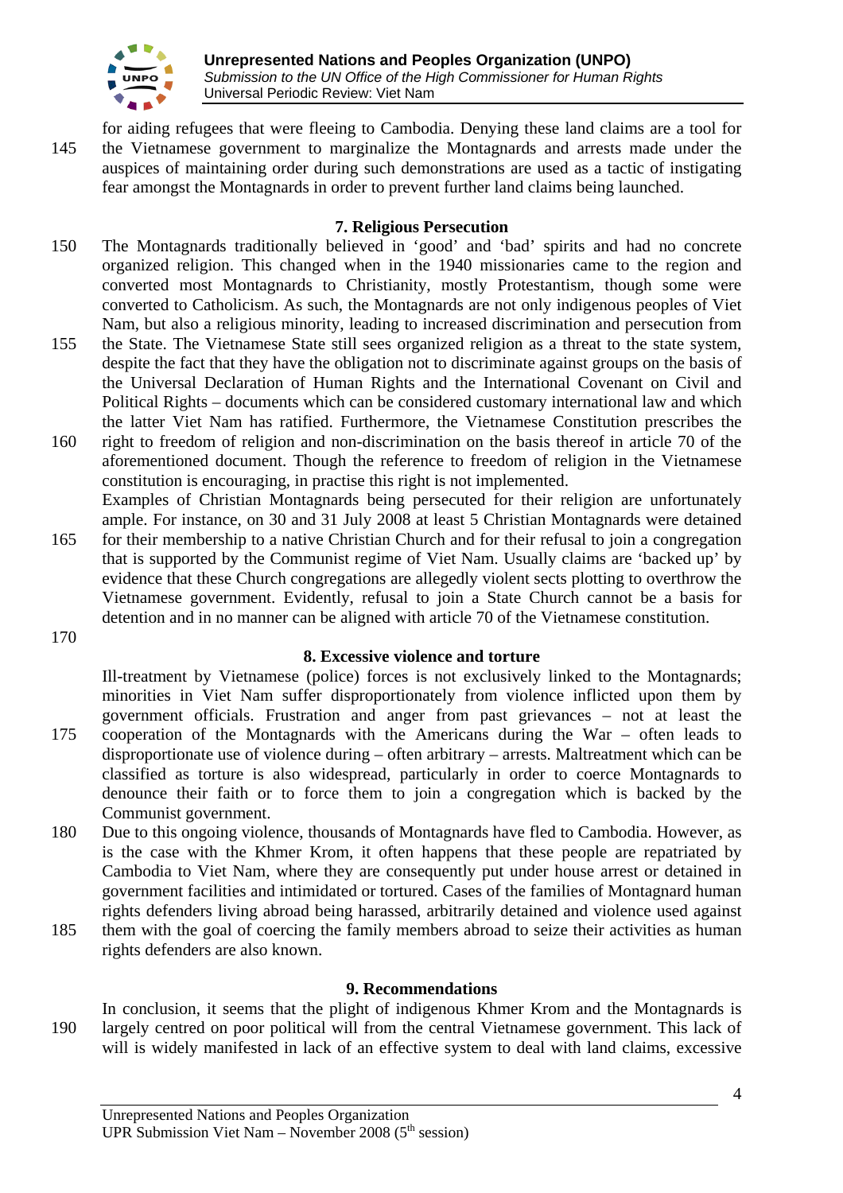for aiding refugees that were fleeing to Cambodia. Denying these land claims are a tool for the Vietnamese government to marginalize the Montagnards and arrests made under the auspices of maintaining order during such demonstrations are used as a tactic of instigating fear amongst the Montagnards in order to prevent further land claims being launched.

## 7. Religious Persecution

The Montagnards traditionally believed in 'good' and 'bad' spirits and had no concrete organized religion. This changed when in the 1940 missionaries came to the region and converted most Montagnards to Christianity, mostly Protestantism, though some were converted to Catholicism. As such, the Montagnards are not only indigenous peoples of Viet Nam, but also a religious minority, leading to increased discrimination and persecution from the State. The Vietnamese State still sees organized religion as a threat to the state system, despite the fact that they have the obligation not to discriminate against groups on the basis of the Universal Declaration of Human Rights and the International Covenant on Civil and Political Rights – documents which can be considered customary international law and which the latter Viet Nam has ratified. Furthermore, the Vietnamese Constitution prescribes the right to freedom of religion and non-discrimination on the basis thereof in article 70 of the aforementioned document. Though the reference to freedom of religion in the Vietnamese constitution is encouraging, in practise this right is not implemented.

Examples of Christian Montagnards being persecuted for their religion are unfortunately ample. For instance, on 30 and 31 July 2008 at least 5 Christian Montagnards were detained for their membership to a native Christian Church and for their refusal to join a congregation that is supported by the Communist regime of Viet Nam. Usually claims are 'backed up' by evidence that these Church congregations are allegedly violent sects plotting to overthrow the Vietnamese government. Evidently, refusal to join a State Church cannot be a basis for detention and in no manner can be aligned with article 70 of the Vietnamese constitution.

## 8. Excessive violence and torture

Ill-treatment by Vietnamese (police) forces is not exclusively linked to the Montagnards; minorities in Viet Nam suffer disproportionately from violence inflicted upon them by government officials. Frustration and anger from past grievances – not at least the cooperation of the Montagnards with the Americans during the War – often leads to disproportionate use of violence during – often arbitrary – arrests. Maltreatment which can be classified as torture is also widespread, particularly in order to coerce Montagnards to denounce their faith or to force them to join a congregation which is backed by the Communist government.

Due to this ongoing violence, thousands of Montagnards have fled to Cambodia. However, as is the case with the Khmer Krom, it often happens that these people are repatriated by Cambodia to Viet Nam, where they are consequently put under house arrest or detained in government facilities and intimidated or tortured. Cases of the families of Montagnard human rights defenders living abroad being harassed, arbitrarily detained and violence used against them with the goal of coercing the family members abroad to seize their activities as human rights defenders are also known.

## 9. Recommendations

In conclusion, it seems that the plight of indigenous Khmer Krom and the Montagnards is largely centred on poor political will from the central Vietnamese government. This lack of will is widely manifested in lack of an effective system to deal with land claims, excessive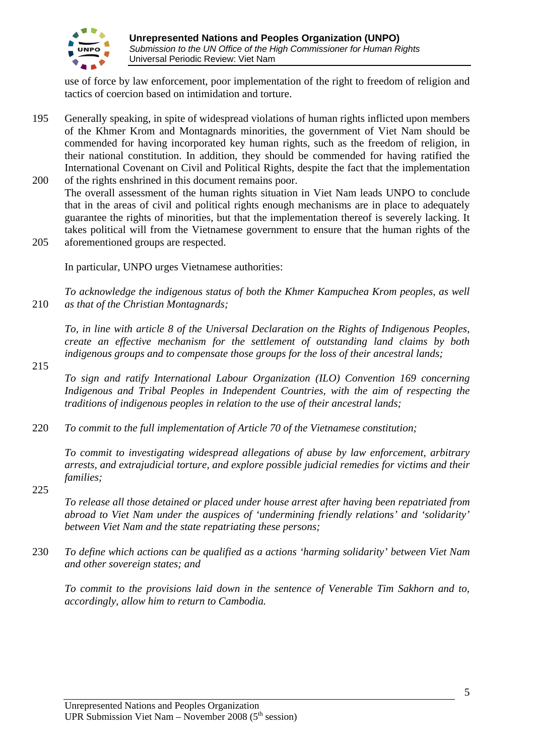use of force by law enforcement, poor implementation of the right to freedom of religion and tactics of coercion based on intimidation and torture.

Generally speaking, in spite of widespread violations of human rights inflicted upon members of the Khmer Krom and Montagnards minorities, the government of Viet Nam should be commended for having incorporated key human rights, such as the freedom of religion, in their national constitution. In addition, they should be commended for having ratified the International Covenant on Civil and Political Rights, despite the fact that the implementation of the rights enshrined in this document remains poor.

The overall assessment of the human rights situation in Viet Nam leads UNPO to conclude that in the areas of civil and political rights enough mechanisms are in place to adequately guarantee the rights of minorities, but that the implementation thereof is severely lacking. It takes political will from the Vietnamese government to ensure that the human rights of the aforementioned groups are respected.

In particular, UNPO urges Vietnamese authorities:

*To acknowledge the indigenous status of both the Khmer Kampuchea Krom peoples, as well as that of the Christian Montagnards;*

*To, in line with article 8 of the Universal Declaration on the Rights of Indigenous Peoples, create an effective mechanism for the settlement of outstanding land claims by both indigenous groups and to compensate those groups for the loss of their ancestral lands;*

*To sign and ratify International Labour Organization (ILO) Convention 169 concerning Indigenous and Tribal Peoples in Independent Countries, with the aim of respecting the traditions of indigenous peoples in relation to the use of their ancestral lands;*

*To commit to the full implementation of Article 70 of the Vietnamese constitution;*

*To commit to investigating widespread allegations of abuse by law enforcement, arbitrary arrests, and extrajudicial torture, and explore possible judicial remedies for victims and their families;*

*To release all those detained or placed under house arrest after having been repatriated from abroad to Viet Nam under the auspices of 'undermining friendly relations' and 'solidarity' between Viet Nam and the state repatriating these persons;*

*To define which actions can be qualified as a actions 'harming solidarity' between Viet Nam and other sovereign states; and*

*To commit to the provisions laid down in the sentence of Venerable Tim Sakhorn and to, accordingly, allow him to return to Cambodia.*